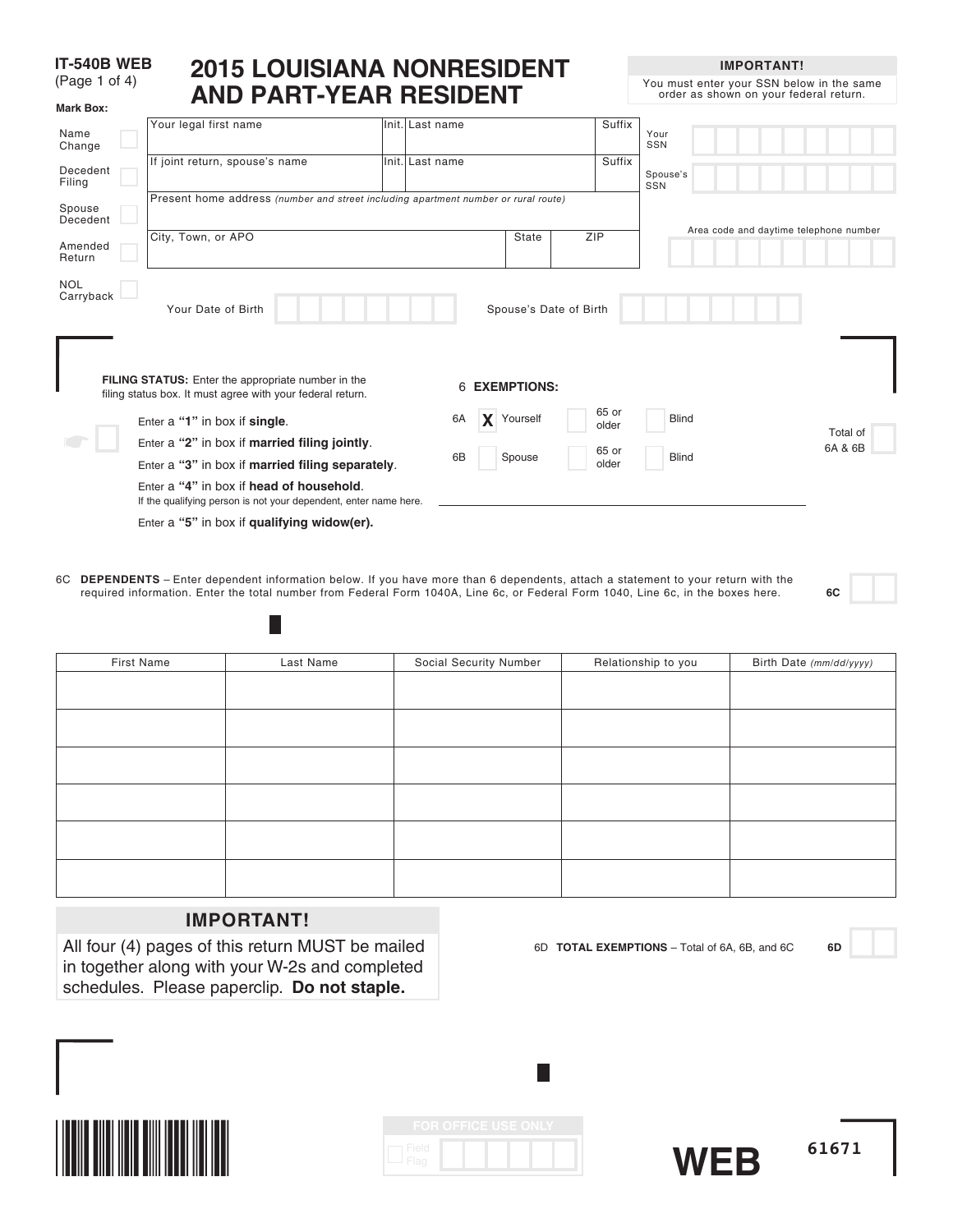**IT-540B WEB**
(Page 1 of 4)

# 2015 LOUISIANA NONRESIDENT AND PART-YEAR RESIDENT

**IMPORTANT!**
You must enter your SSN below in the same order as shown on your federal return.

**Mark Box:**

- Name Change
- Decedent Filing
- Spouse Decedent
- Amended Return
- NOL Carryback

| Your legal first name | Init. | Last name | Suffix |
|---|---|---|---|
| If joint return, spouse's name | Init. | Last name | Suffix |
| Present home address *(number and street including apartment number or rural route)* | | | |
| City, Town, or APO | State | ZIP | |

Your SSN

Spouse's SSN

Area code and daytime telephone number

Your Date of Birth

Spouse's Date of Birth

**FILING STATUS:** Enter the appropriate number in the filing status box. It must agree with your federal return.

Enter a **"1"** in box if **single**.

Enter a **"2"** in box if **married filing jointly**.

Enter a **"3"** in box if **married filing separately**.

Enter a **"4"** in box if **head of household**.
If the qualifying person is not your dependent, enter name here.

Enter a **"5"** in box if **qualifying widow(er).**

6 **EXEMPTIONS:**

6A X Yourself — 65 or older — Blind

6B Spouse — 65 or older — Blind

Total of 6A & 6B

6C **DEPENDENTS** – Enter dependent information below. If you have more than 6 dependents, attach a statement to your return with the required information. Enter the total number from Federal Form 1040A, Line 6c, or Federal Form 1040, Line 6c, in the boxes here. **6C**

| First Name | Last Name | Social Security Number | Relationship to you | Birth Date *(mm/dd/yyyy)* |
|---|---|---|---|---|
| | | | | |
| | | | | |
| | | | | |
| | | | | |
| | | | | |
| | | | | |

**IMPORTANT!**
All four (4) pages of this return MUST be mailed in together along with your W-2s and completed schedules. Please paperclip. **Do not staple.**

6D **TOTAL EXEMPTIONS** – Total of 6A, 6B, and 6C **6D**

FOR OFFICE USE ONLY
Field Flag

**WEB** 61671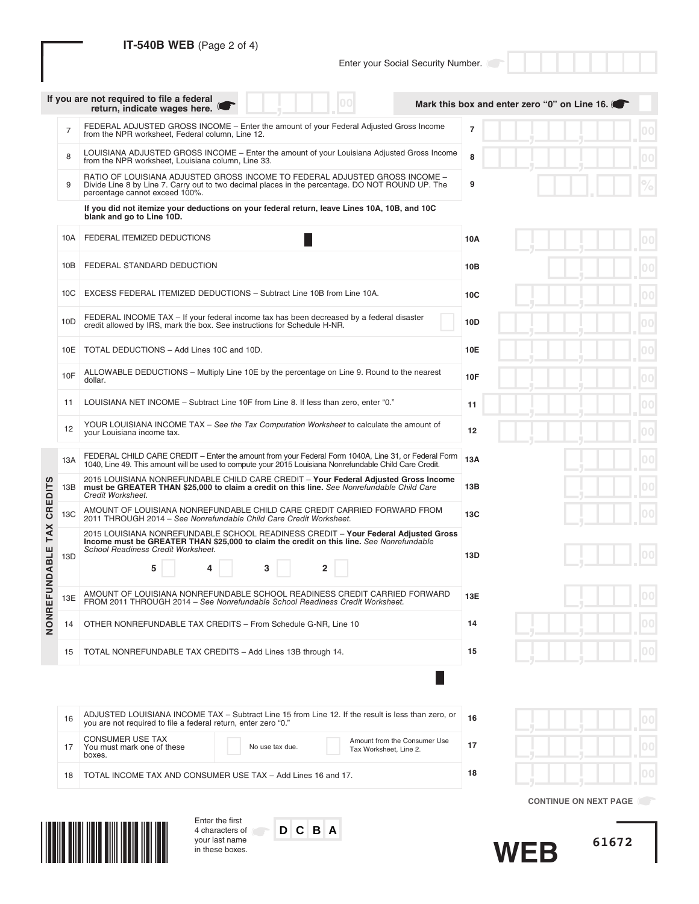**IT-540B WEB** (Page 2 of 4)

Enter your Social Security Number.

If you are not required to file a federal return, indicate wages here. .00 — Mark this box and enter zero "0" on Line 16.

| Line | Description | Line | Amount |
|---|---|---|---|
| 7 | FEDERAL ADJUSTED GROSS INCOME – Enter the amount of your Federal Adjusted Gross Income from the NPR worksheet, Federal column, Line 12. | 7 | .00 |
| 8 | LOUISIANA ADJUSTED GROSS INCOME – Enter the amount of your Louisiana Adjusted Gross Income from the NPR worksheet, Louisiana column, Line 33. | 8 | .00 |
| 9 | RATIO OF LOUISIANA ADJUSTED GROSS INCOME TO FEDERAL ADJUSTED GROSS INCOME – Divide Line 8 by Line 7. Carry out to two decimal places in the percentage. DO NOT ROUND UP. The percentage cannot exceed 100%. | 9 | . % |
| | **If you did not itemize your deductions on your federal return, leave Lines 10A, 10B, and 10C blank and go to Line 10D.** | | |
| 10A | FEDERAL ITEMIZED DEDUCTIONS | 10A | .00 |
| 10B | FEDERAL STANDARD DEDUCTION | 10B | .00 |
| 10C | EXCESS FEDERAL ITEMIZED DEDUCTIONS – Subtract Line 10B from Line 10A. | 10C | .00 |
| 10D | FEDERAL INCOME TAX – If your federal income tax has been decreased by a federal disaster credit allowed by IRS, mark the box. See instructions for Schedule H-NR. | 10D | .00 |
| 10E | TOTAL DEDUCTIONS – Add Lines 10C and 10D. | 10E | .00 |
| 10F | ALLOWABLE DEDUCTIONS – Multiply Line 10E by the percentage on Line 9. Round to the nearest dollar. | 10F | .00 |
| 11 | LOUISIANA NET INCOME – Subtract Line 10F from Line 8. If less than zero, enter "0." | 11 | .00 |
| 12 | YOUR LOUISIANA INCOME TAX – *See the Tax Computation Worksheet* to calculate the amount of your Louisiana income tax. | 12 | .00 |

**NONREFUNDABLE TAX CREDITS**

| Line | Description | Line | Amount |
|---|---|---|---|
| 13A | FEDERAL CHILD CARE CREDIT – Enter the amount from your Federal Form 1040A, Line 31, or Federal Form 1040, Line 49. This amount will be used to compute your 2015 Louisiana Nonrefundable Child Care Credit. | 13A | .00 |
| 13B | 2015 LOUISIANA NONREFUNDABLE CHILD CARE CREDIT – **Your Federal Adjusted Gross Income must be GREATER THAN $25,000 to claim a credit on this line.** *See Nonrefundable Child Care Credit Worksheet.* | 13B | .00 |
| 13C | AMOUNT OF LOUISIANA NONREFUNDABLE CHILD CARE CREDIT CARRIED FORWARD FROM 2011 THROUGH 2014 – *See Nonrefundable Child Care Credit Worksheet.* | 13C | .00 |
| 13D | 2015 LOUISIANA NONREFUNDABLE SCHOOL READINESS CREDIT – **Your Federal Adjusted Gross Income must be GREATER THAN $25,000 to claim the credit on this line.** *See Nonrefundable School Readiness Credit Worksheet.* 5 ☐ 4 ☐ 3 ☐ 2 ☐ | 13D | .00 |
| 13E | AMOUNT OF LOUISIANA NONREFUNDABLE SCHOOL READINESS CREDIT CARRIED FORWARD FROM 2011 THROUGH 2014 – *See Nonrefundable School Readiness Credit Worksheet.* | 13E | .00 |
| 14 | OTHER NONREFUNDABLE TAX CREDITS – From Schedule G-NR, Line 10 | 14 | .00 |
| 15 | TOTAL NONREFUNDABLE TAX CREDITS – Add Lines 13B through 14. | 15 | .00 |

| Line | Description | Line | Amount |
|---|---|---|---|
| 16 | ADJUSTED LOUISIANA INCOME TAX – Subtract Line 15 from Line 12. If the result is less than zero, or you are not required to file a federal return, enter zero "0." | 16 | .00 |
| 17 | CONSUMER USE TAX You must mark one of these boxes. ☐ No use tax due. ☐ Amount from the Consumer Use Tax Worksheet, Line 2. | 17 | .00 |
| 18 | TOTAL INCOME TAX AND CONSUMER USE TAX – Add Lines 16 and 17. | 18 | .00 |

CONTINUE ON NEXT PAGE

Enter the first 4 characters of your last name in these boxes. D C B A

WEB 61672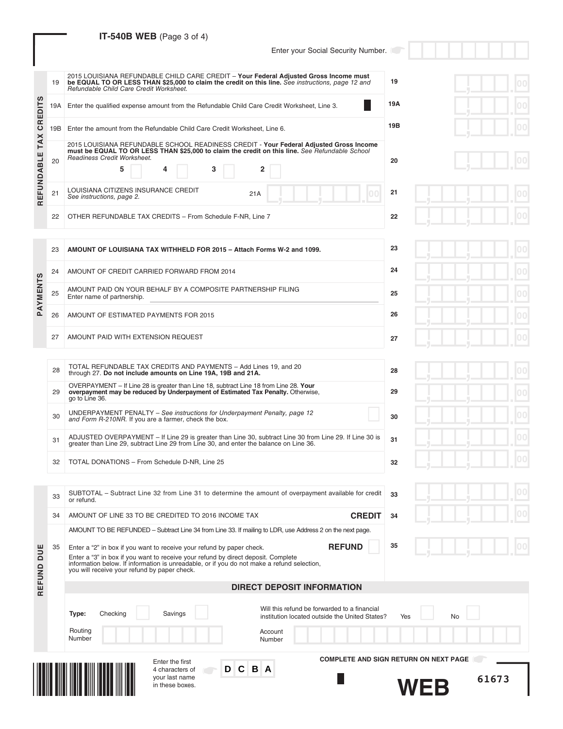## IT-540B WEB (Page 3 of 4)

Enter your Social Security Number.

### REFUNDABLE TAX CREDITS

| Line | Description | Line | Amount |
|---|---|---|---|
| 19 | 2015 LOUISIANA REFUNDABLE CHILD CARE CREDIT – **Your Federal Adjusted Gross Income must be EQUAL TO OR LESS THAN $25,000 to claim the credit on this line.** *See instructions, page 12 and Refundable Child Care Credit Worksheet.* | 19 | .00 |
| 19A | Enter the qualified expense amount from the Refundable Child Care Credit Worksheet, Line 3. | 19A | .00 |
| 19B | Enter the amount from the Refundable Child Care Credit Worksheet, Line 6. | 19B | .00 |
| 20 | 2015 LOUISIANA REFUNDABLE SCHOOL READINESS CREDIT - **Your Federal Adjusted Gross Income must be EQUAL TO OR LESS THAN $25,000 to claim the credit on this line.** *See Refundable School Readiness Credit Worksheet.* 5 ☐ 4 ☐ 3 ☐ 2 ☐ | 20 | .00 |
| 21 | LOUISIANA CITIZENS INSURANCE CREDIT *See instructions, page 2.* 21A .00 | 21 | .00 |
| 22 | OTHER REFUNDABLE TAX CREDITS – From Schedule F-NR, Line 7 | 22 | .00 |

### PAYMENTS

| Line | Description | Line | Amount |
|---|---|---|---|
| 23 | **AMOUNT OF LOUISIANA TAX WITHHELD FOR 2015 – Attach Forms W-2 and 1099.** | 23 | .00 |
| 24 | AMOUNT OF CREDIT CARRIED FORWARD FROM 2014 | 24 | .00 |
| 25 | AMOUNT PAID ON YOUR BEHALF BY A COMPOSITE PARTNERSHIP FILING Enter name of partnership. ________ | 25 | .00 |
| 26 | AMOUNT OF ESTIMATED PAYMENTS FOR 2015 | 26 | .00 |
| 27 | AMOUNT PAID WITH EXTENSION REQUEST | 27 | .00 |

| Line | Description | Line | Amount |
|---|---|---|---|
| 28 | TOTAL REFUNDABLE TAX CREDITS AND PAYMENTS – Add Lines 19, and 20 through 27. **Do not include amounts on Line 19A, 19B and 21A.** | 28 | .00 |
| 29 | OVERPAYMENT – If Line 28 is greater than Line 18, subtract Line 18 from Line 28. **Your overpayment may be reduced by Underpayment of Estimated Tax Penalty.** Otherwise, go to Line 36. | 29 | .00 |
| 30 | UNDERPAYMENT PENALTY – *See instructions for Underpayment Penalty, page 12 and Form R-210NR.* If you are a farmer, check the box. ☐ | 30 | .00 |
| 31 | ADJUSTED OVERPAYMENT – If Line 29 is greater than Line 30, subtract Line 30 from Line 29. If Line 30 is greater than Line 29, subtract Line 29 from Line 30, and enter the balance on Line 36. | 31 | .00 |
| 32 | TOTAL DONATIONS – From Schedule D-NR, Line 25 | 32 | .00 |

### REFUND DUE

| Line | Description | Line | Amount |
|---|---|---|---|
| 33 | SUBTOTAL – Subtract Line 32 from Line 31 to determine the amount of overpayment available for credit or refund. | 33 | .00 |
| 34 | AMOUNT OF LINE 33 TO BE CREDITED TO 2016 INCOME TAX **CREDIT** | 34 | .00 |
| 35 | AMOUNT TO BE REFUNDED – Subtract Line 34 from Line 33. If mailing to LDR, use Address 2 on the next page. Enter a "2" in box if you want to receive your refund by paper check. **REFUND** ☐ Enter a "3" in box if you want to receive your refund by direct deposit. Complete information below. If information is unreadable, or if you do not make a refund selection, you will receive your refund by paper check. | 35 | .00 |

**DIRECT DEPOSIT INFORMATION**

**Type:** Checking ☐ Savings ☐

Will this refund be forwarded to a financial institution located outside the United States? Yes ☐ No ☐

Routing Number ☐☐☐☐☐☐☐☐☐ Account Number ☐☐☐☐☐☐☐☐☐☐☐☐☐☐☐☐☐

Enter the first 4 characters of your last name in these boxes. D C B A

**COMPLETE AND SIGN RETURN ON NEXT PAGE**

**WEB** 61673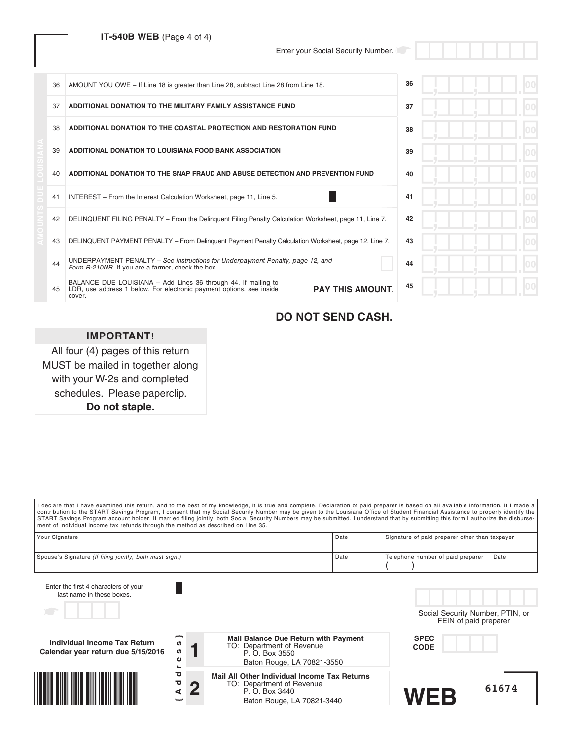**IT-540B WEB** (Page 4 of 4)

Enter your Social Security Number.

**AMOUNTS DUE LOUISIANA**

| Line | Description | Line | Amount |
|---|---|---|---|
| 36 | AMOUNT YOU OWE – If Line 18 is greater than Line 28, subtract Line 28 from Line 18. | 36 | .00 |
| 37 | **ADDITIONAL DONATION TO THE MILITARY FAMILY ASSISTANCE FUND** | 37 | .00 |
| 38 | **ADDITIONAL DONATION TO THE COASTAL PROTECTION AND RESTORATION FUND** | 38 | .00 |
| 39 | **ADDITIONAL DONATION TO LOUISIANA FOOD BANK ASSOCIATION** | 39 | .00 |
| 40 | **ADDITIONAL DONATION TO THE SNAP FRAUD AND ABUSE DETECTION AND PREVENTION FUND** | 40 | .00 |
| 41 | INTEREST – From the Interest Calculation Worksheet, page 11, Line 5. | 41 | .00 |
| 42 | DELINQUENT FILING PENALTY – From the Delinquent Filing Penalty Calculation Worksheet, page 11, Line 7. | 42 | .00 |
| 43 | DELINQUENT PAYMENT PENALTY – From Delinquent Payment Penalty Calculation Worksheet, page 12, Line 7. | 43 | .00 |
| 44 | UNDERPAYMENT PENALTY – *See instructions for Underpayment Penalty, page 12, and Form R-210NR.* If you are a farmer, check the box. | 44 | .00 |
| 45 | BALANCE DUE LOUISIANA – Add Lines 36 through 44. If mailing to LDR, use address 1 below. For electronic payment options, see inside cover. **PAY THIS AMOUNT.** | 45 | .00 |

**DO NOT SEND CASH.**

**IMPORTANT!**

All four (4) pages of this return MUST be mailed in together along with your W-2s and completed schedules. Please paperclip. **Do not staple.**

I declare that I have examined this return, and to the best of my knowledge, it is true and complete. Declaration of paid preparer is based on all available information. If I made a contribution to the START Savings Program, I consent that my Social Security Number may be given to the Louisiana Office of Student Financial Assistance to properly identify the START Savings Program account holder. If married filing jointly, both Social Security Numbers may be submitted. I understand that by submitting this form I authorize the disbursement of individual income tax refunds through the method as described on Line 35.

| Your Signature | Date | Signature of paid preparer other than taxpayer | |
|---|---|---|---|
| Spouse's Signature *(If filing jointly, both must sign.)* | Date | Telephone number of paid preparer ( ) | Date |

Enter the first 4 characters of your last name in these boxes.

Social Security Number, PTIN, or FEIN of paid preparer

**Individual Income Tax Return**
**Calendar year return due 5/15/2016**

{Address}

**1** **Mail Balance Due Return with Payment**
TO: Department of Revenue
P. O. Box 3550
Baton Rouge, LA 70821-3550

**2** **Mail All Other Individual Income Tax Returns**
TO: Department of Revenue
P. O. Box 3440
Baton Rouge, LA 70821-3440

**SPEC CODE**

**WEB**

61674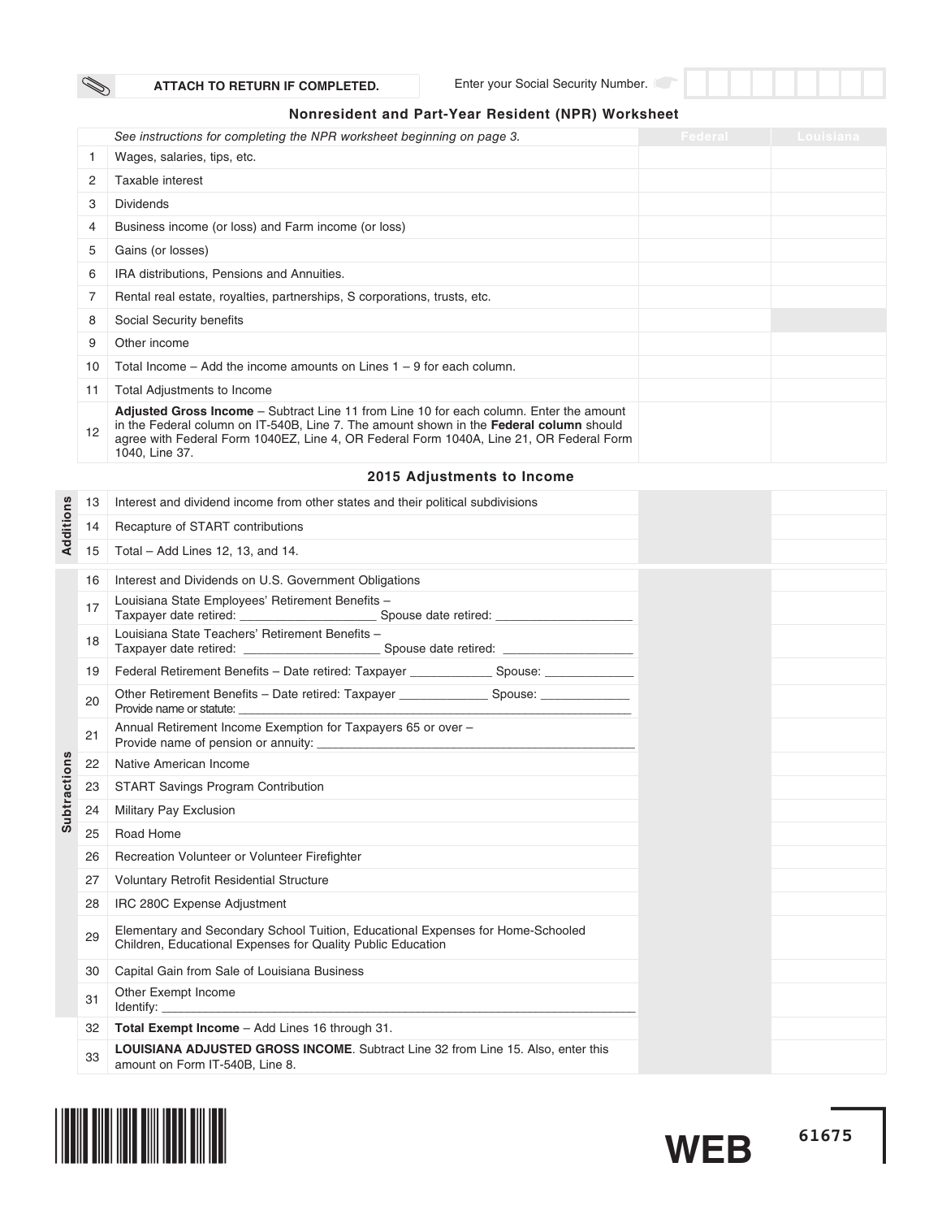ATTACH TO RETURN IF COMPLETED.

Enter your Social Security Number.

## Nonresident and Part-Year Resident (NPR) Worksheet

| | *See instructions for completing the NPR worksheet beginning on page 3.* | Federal | Louisiana |
|---|---|---|---|
| 1 | Wages, salaries, tips, etc. | | |
| 2 | Taxable interest | | |
| 3 | Dividends | | |
| 4 | Business income (or loss) and Farm income (or loss) | | |
| 5 | Gains (or losses) | | |
| 6 | IRA distributions, Pensions and Annuities. | | |
| 7 | Rental real estate, royalties, partnerships, S corporations, trusts, etc. | | |
| 8 | Social Security benefits | | |
| 9 | Other income | | |
| 10 | Total Income – Add the income amounts on Lines 1 – 9 for each column. | | |
| 11 | Total Adjustments to Income | | |
| 12 | **Adjusted Gross Income** – Subtract Line 11 from Line 10 for each column. Enter the amount in the Federal column on IT-540B, Line 7. The amount shown in the **Federal column** should agree with Federal Form 1040EZ, Line 4, OR Federal Form 1040A, Line 21, OR Federal Form 1040, Line 37. | | |

### 2015 Adjustments to Income

| | | | | |
|---|---|---|---|---|
| Additions | 13 | Interest and dividend income from other states and their political subdivisions | | |
| | 14 | Recapture of START contributions | | |
| | 15 | Total – Add Lines 12, 13, and 14. | | |
| Subtractions | 16 | Interest and Dividends on U.S. Government Obligations | | |
| | 17 | Louisiana State Employees' Retirement Benefits – Taxpayer date retired: ____________ Spouse date retired: ____________ | | |
| | 18 | Louisiana State Teachers' Retirement Benefits – Taxpayer date retired: ____________ Spouse date retired: ____________ | | |
| | 19 | Federal Retirement Benefits – Date retired: Taxpayer ____________ Spouse: ____________ | | |
| | 20 | Other Retirement Benefits – Date retired: Taxpayer ____________ Spouse: ____________ Provide name or statute: ____________ | | |
| | 21 | Annual Retirement Income Exemption for Taxpayers 65 or over – Provide name of pension or annuity: ____________ | | |
| | 22 | Native American Income | | |
| | 23 | START Savings Program Contribution | | |
| | 24 | Military Pay Exclusion | | |
| | 25 | Road Home | | |
| | 26 | Recreation Volunteer or Volunteer Firefighter | | |
| | 27 | Voluntary Retrofit Residential Structure | | |
| | 28 | IRC 280C Expense Adjustment | | |
| | 29 | Elementary and Secondary School Tuition, Educational Expenses for Home-Schooled Children, Educational Expenses for Quality Public Education | | |
| | 30 | Capital Gain from Sale of Louisiana Business | | |
| | 31 | Other Exempt Income Identify: ____________ | | |
| | 32 | **Total Exempt Income** – Add Lines 16 through 31. | | |
| | 33 | **LOUISIANA ADJUSTED GROSS INCOME**. Subtract Line 32 from Line 15. Also, enter this amount on Form IT-540B, Line 8. | | |

WEB 61675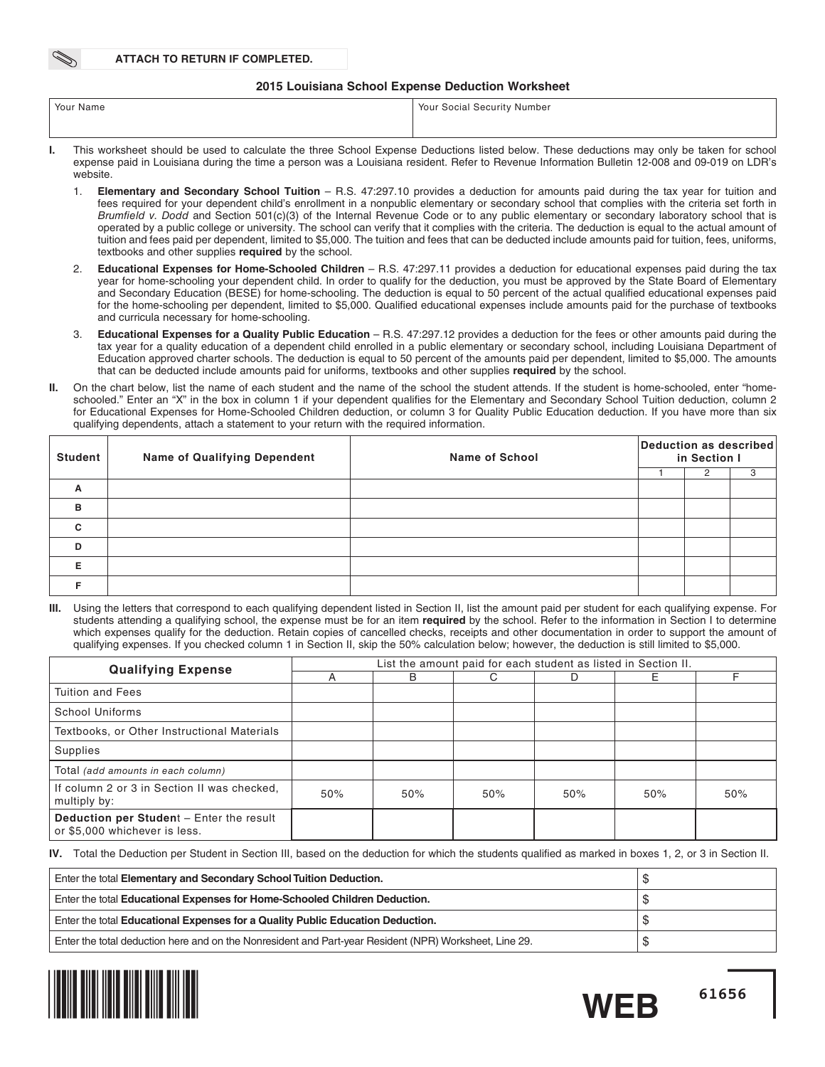**ATTACH TO RETURN IF COMPLETED.**

## 2015 Louisiana School Expense Deduction Worksheet

| Your Name | Your Social Security Number |
|---|---|
| | |

**I.** This worksheet should be used to calculate the three School Expense Deductions listed below. These deductions may only be taken for school expense paid in Louisiana during the time a person was a Louisiana resident. Refer to Revenue Information Bulletin 12-008 and 09-019 on LDR's website.

1. **Elementary and Secondary School Tuition** – R.S. 47:297.10 provides a deduction for amounts paid during the tax year for tuition and fees required for your dependent child's enrollment in a nonpublic elementary or secondary school that complies with the criteria set forth in *Brumfield v. Dodd* and Section 501(c)(3) of the Internal Revenue Code or to any public elementary or secondary laboratory school that is operated by a public college or university. The school can verify that it complies with the criteria. The deduction is equal to the actual amount of tuition and fees paid per dependent, limited to $5,000. The tuition and fees that can be deducted include amounts paid for tuition, fees, uniforms, textbooks and other supplies **required** by the school.
2. **Educational Expenses for Home-Schooled Children** – R.S. 47:297.11 provides a deduction for educational expenses paid during the tax year for home-schooling your dependent child. In order to qualify for the deduction, you must be approved by the State Board of Elementary and Secondary Education (BESE) for home-schooling. The deduction is equal to 50 percent of the actual qualified educational expenses paid for the home-schooling per dependent, limited to $5,000. Qualified educational expenses include amounts paid for the purchase of textbooks and curricula necessary for home-schooling.
3. **Educational Expenses for a Quality Public Education** – R.S. 47:297.12 provides a deduction for the fees or other amounts paid during the tax year for a quality education of a dependent child enrolled in a public elementary or secondary school, including Louisiana Department of Education approved charter schools. The deduction is equal to 50 percent of the amounts paid per dependent, limited to $5,000. The amounts that can be deducted include amounts paid for uniforms, textbooks and other supplies **required** by the school.

**II.** On the chart below, list the name of each student and the name of the school the student attends. If the student is home-schooled, enter "home-schooled." Enter an "X" in the box in column 1 if your dependent qualifies for the Elementary and Secondary School Tuition deduction, column 2 for Educational Expenses for Home-Schooled Children deduction, or column 3 for Quality Public Education deduction. If you have more than six qualifying dependents, attach a statement to your return with the required information.

| Student | Name of Qualifying Dependent | Name of School | Deduction as described in Section I | | |
|---|---|---|---|---|---|
| | | | 1 | 2 | 3 |
| A | | | | | |
| B | | | | | |
| C | | | | | |
| D | | | | | |
| E | | | | | |
| F | | | | | |

**III.** Using the letters that correspond to each qualifying dependent listed in Section II, list the amount paid per student for each qualifying expense. For students attending a qualifying school, the expense must be for an item **required** by the school. Refer to the information in Section I to determine which expenses qualify for the deduction. Retain copies of cancelled checks, receipts and other documentation in order to support the amount of qualifying expenses. If you checked column 1 in Section II, skip the 50% calculation below; however, the deduction is still limited to $5,000.

| Qualifying Expense | List the amount paid for each student as listed in Section II. | | | | | |
|---|---|---|---|---|---|---|
| | A | B | C | D | E | F |
| Tuition and Fees | | | | | | |
| School Uniforms | | | | | | |
| Textbooks, or Other Instructional Materials | | | | | | |
| Supplies | | | | | | |
| Total *(add amounts in each column)* | | | | | | |
| If column 2 or 3 in Section II was checked, multiply by: | 50% | 50% | 50% | 50% | 50% | 50% |
| **Deduction per Student** – Enter the result or $5,000 whichever is less. | | | | | | |

**IV.** Total the Deduction per Student in Section III, based on the deduction for which the students qualified as marked in boxes 1, 2, or 3 in Section II.

| | |
|---|---|
| Enter the total **Elementary and Secondary School Tuition Deduction.** | $ |
| Enter the total **Educational Expenses for Home-Schooled Children Deduction.** | $ |
| Enter the total **Educational Expenses for a Quality Public Education Deduction.** | $ |
| Enter the total deduction here and on the Nonresident and Part-year Resident (NPR) Worksheet, Line 29. | $ |

WEB 61656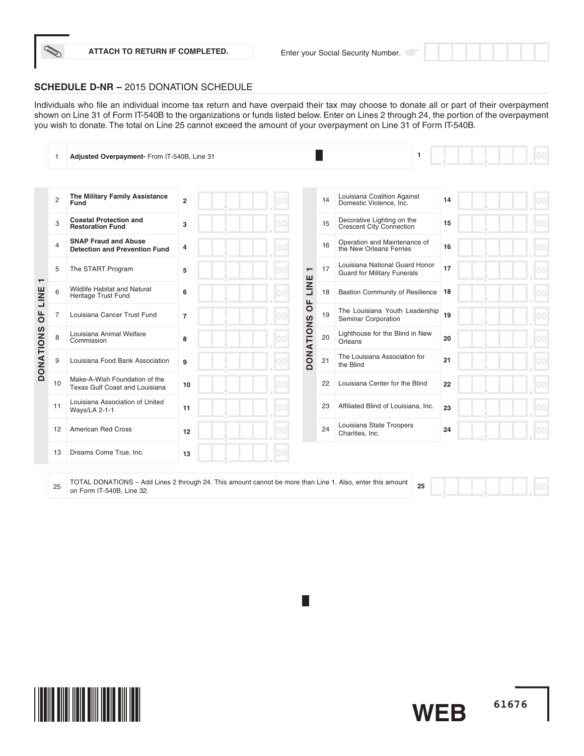ATTACH TO RETURN IF COMPLETED.

Enter your Social Security Number.

## SCHEDULE D-NR – 2015 DONATION SCHEDULE

Individuals who file an individual income tax return and have overpaid their tax may choose to donate all or part of their overpayment shown on Line 31 of Form IT-540B to the organizations or funds listed below. Enter on Lines 2 through 24, the portion of the overpayment you wish to donate. The total on Line 25 cannot exceed the amount of your overpayment on Line 31 of Form IT-540B.

| Line | Description | | Amount |
|---|---|---|---|
| 1 | **Adjusted Overpayment-** From IT-540B, Line 31 | 1 | .00 |

**DONATIONS OF LINE 1**

| Line | Organization/Fund | | Amount |
|---|---|---|---|
| 2 | **The Military Family Assistance Fund** | 2 | .00 |
| 3 | **Coastal Protection and Restoration Fund** | 3 | .00 |
| 4 | **SNAP Fraud and Abuse Detection and Prevention Fund** | 4 | .00 |
| 5 | The START Program | 5 | .00 |
| 6 | Wildlife Habitat and Natural Heritage Trust Fund | 6 | .00 |
| 7 | Louisiana Cancer Trust Fund | 7 | .00 |
| 8 | Louisiana Animal Welfare Commission | 8 | .00 |
| 9 | Louisiana Food Bank Association | 9 | .00 |
| 10 | Make-A-Wish Foundation of the Texas Gulf Coast and Louisiana | 10 | .00 |
| 11 | Louisiana Association of United Ways/LA 2-1-1 | 11 | .00 |
| 12 | American Red Cross | 12 | .00 |
| 13 | Dreams Come True, Inc. | 13 | .00 |
| 14 | Louisiana Coalition Against Domestic Violence, Inc. | 14 | .00 |
| 15 | Decorative Lighting on the Crescent City Connection | 15 | .00 |
| 16 | Operation and Maintenance of the New Orleans Ferries | 16 | .00 |
| 17 | Louisiana National Guard Honor Guard for Military Funerals | 17 | .00 |
| 18 | Bastion Community of Resilience | 18 | .00 |
| 19 | The Louisiana Youth Leadership Seminar Corporation | 19 | .00 |
| 20 | Lighthouse for the Blind in New Orleans | 20 | .00 |
| 21 | The Louisiana Association for the Blind | 21 | .00 |
| 22 | Louisiana Center for the Blind | 22 | .00 |
| 23 | Affiliated Blind of Louisiana, Inc. | 23 | .00 |
| 24 | Louisiana State Troopers Charities, Inc. | 24 | .00 |

| Line | Description | | Amount |
|---|---|---|---|
| 25 | TOTAL DONATIONS – Add Lines 2 through 24. This amount cannot be more than Line 1. Also, enter this amount on Form IT-540B, Line 32. | 25 | .00 |

WEB 61676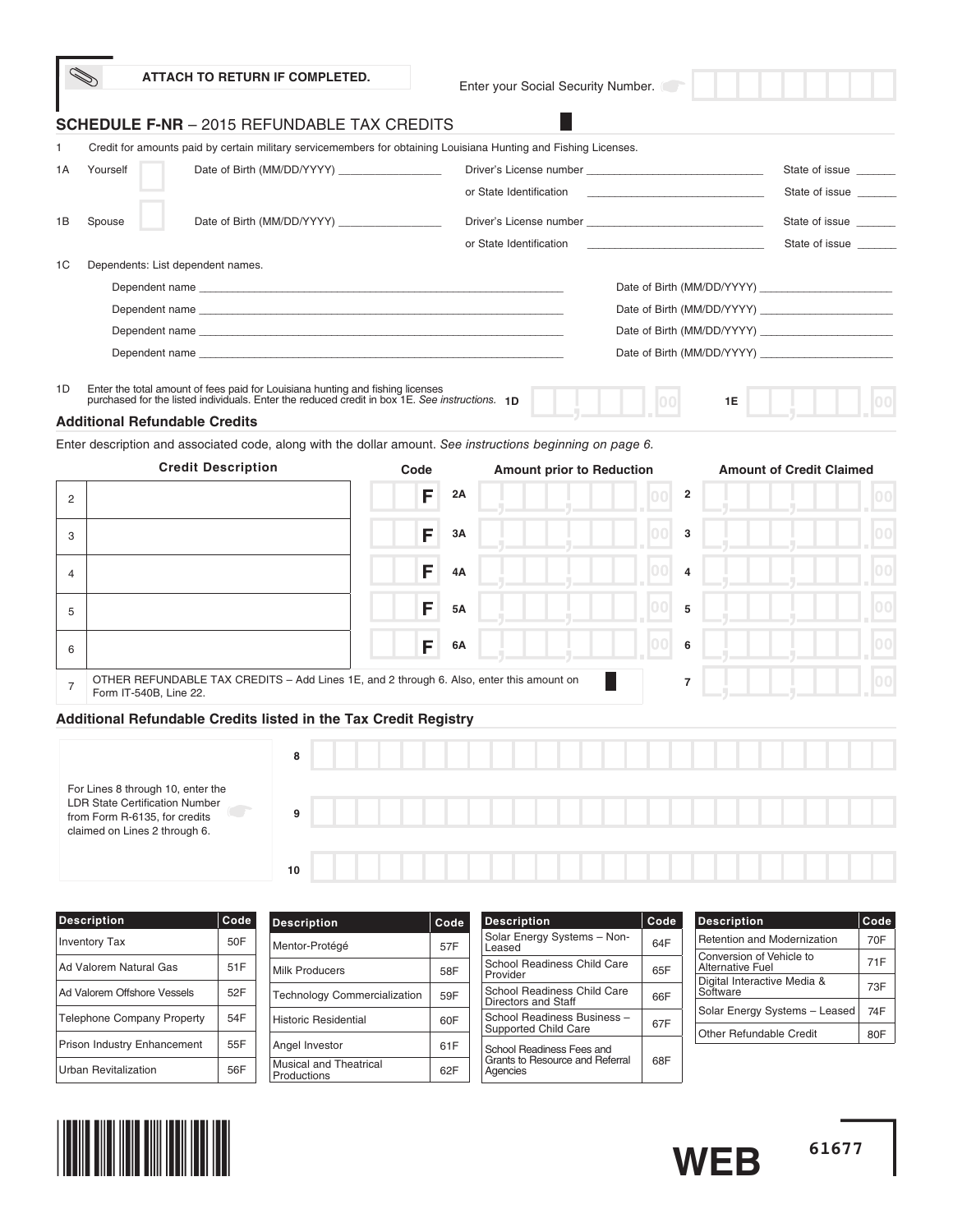ATTACH TO RETURN IF COMPLETED.

Enter your Social Security Number.

## SCHEDULE F-NR – 2015 REFUNDABLE TAX CREDITS

1 Credit for amounts paid by certain military servicemembers for obtaining Louisiana Hunting and Fishing Licenses.

1A Yourself ☐ Date of Birth (MM/DD/YYYY) ________________ Driver's License number ____________________________ State of issue ______
or State Identification ____________________________ State of issue ______

1B Spouse ☐ Date of Birth (MM/DD/YYYY) ________________ Driver's License number ____________________________ State of issue ______
or State Identification ____________________________ State of issue ______

1C Dependents: List dependent names.

Dependent name ____________________________________________ Date of Birth (MM/DD/YYYY) ____________________

Dependent name ____________________________________________ Date of Birth (MM/DD/YYYY) ____________________

Dependent name ____________________________________________ Date of Birth (MM/DD/YYYY) ____________________

Dependent name ____________________________________________ Date of Birth (MM/DD/YYYY) ____________________

1D Enter the total amount of fees paid for Louisiana hunting and fishing licenses purchased for the listed individuals. Enter the reduced credit in box 1E. *See instructions.* **1D** ______ .00 **1E** ______ .00

### Additional Refundable Credits

Enter description and associated code, along with the dollar amount. *See instructions beginning on page 6.*

| | Credit Description | Code | | Amount prior to Reduction | | Amount of Credit Claimed |
|---|---|---|---|---|---|---|
| 2 | | F | 2A | .00 | 2 | .00 |
| 3 | | F | 3A | .00 | 3 | .00 |
| 4 | | F | 4A | .00 | 4 | .00 |
| 5 | | F | 5A | .00 | 5 | .00 |
| 6 | | F | 6A | .00 | 6 | .00 |

7 OTHER REFUNDABLE TAX CREDITS – Add Lines 1E, and 2 through 6. Also, enter this amount on Form IT-540B, Line 22. **7** ______ .00

### Additional Refundable Credits listed in the Tax Credit Registry

For Lines 8 through 10, enter the LDR State Certification Number from Form R-6135, for credits claimed on Lines 2 through 6.

8 ____________________

9 ____________________

10 ____________________

| Description | Code | Description | Code | Description | Code | Description | Code |
|---|---|---|---|---|---|---|---|
| Inventory Tax | 50F | Mentor-Protégé | 57F | Solar Energy Systems – Non-Leased | 64F | Retention and Modernization | 70F |
| Ad Valorem Natural Gas | 51F | Milk Producers | 58F | School Readiness Child Care Provider | 65F | Conversion of Vehicle to Alternative Fuel | 71F |
| Ad Valorem Offshore Vessels | 52F | Technology Commercialization | 59F | School Readiness Child Care Directors and Staff | 66F | Digital Interactive Media & Software | 73F |
| Telephone Company Property | 54F | Historic Residential | 60F | School Readiness Business – Supported Child Care | 67F | Solar Energy Systems – Leased | 74F |
| Prison Industry Enhancement | 55F | Angel Investor | 61F | School Readiness Fees and Grants to Resource and Referral Agencies | 68F | Other Refundable Credit | 80F |
| Urban Revitalization | 56F | Musical and Theatrical Productions | 62F | | | | |

WEB 61677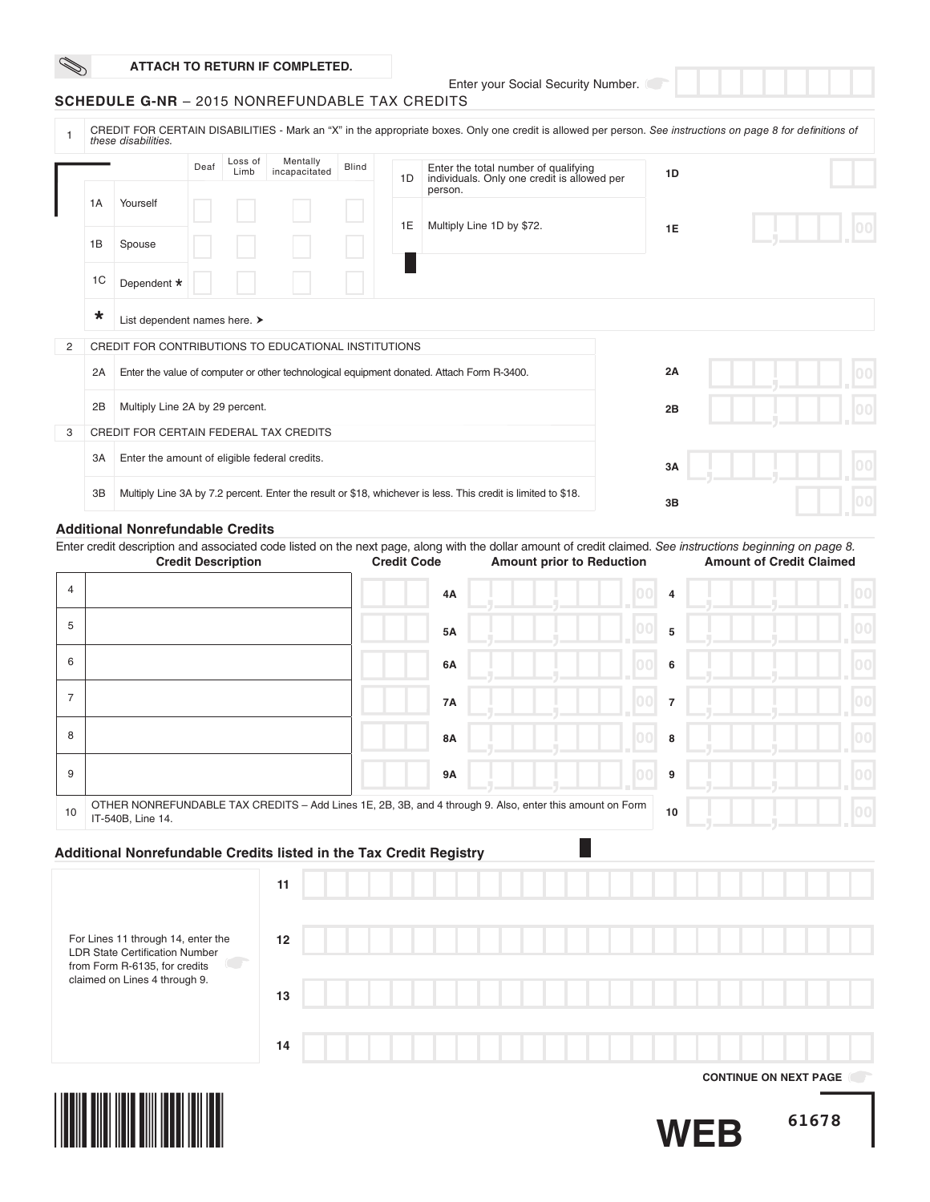ATTACH TO RETURN IF COMPLETED.

Enter your Social Security Number.

## SCHEDULE G-NR – 2015 NONREFUNDABLE TAX CREDITS

**1** CREDIT FOR CERTAIN DISABILITIES - Mark an "X" in the appropriate boxes. Only one credit is allowed per person. *See instructions on page 8 for definitions of these disabilities.*

| | | Deaf | Loss of Limb | Mentally incapacitated | Blind |
|---|---|---|---|---|---|
| 1A | Yourself | | | | |
| 1B | Spouse | | | | |
| 1C | Dependent * | | | | |

| | | | |
|---|---|---|---|
| 1D | Enter the total number of qualifying individuals. Only one credit is allowed per person. | 1D | |
| 1E | Multiply Line 1D by $72. | 1E | .00 |

\* List dependent names here. ➤

**2** CREDIT FOR CONTRIBUTIONS TO EDUCATIONAL INSTITUTIONS

| | | | |
|---|---|---|---|
| 2A | Enter the value of computer or other technological equipment donated. Attach Form R-3400. | 2A | .00 |
| 2B | Multiply Line 2A by 29 percent. | 2B | .00 |

**3** CREDIT FOR CERTAIN FEDERAL TAX CREDITS

| | | | |
|---|---|---|---|
| 3A | Enter the amount of eligible federal credits. | 3A | .00 |
| 3B | Multiply Line 3A by 7.2 percent. Enter the result or $18, whichever is less. This credit is limited to $18. | 3B | .00 |

### Additional Nonrefundable Credits

Enter credit description and associated code listed on the next page, along with the dollar amount of credit claimed. *See instructions beginning on page 8.*

| | Credit Description | Credit Code | | Amount prior to Reduction | | Amount of Credit Claimed |
|---|---|---|---|---|---|---|
| 4 | | | 4A | .00 | 4 | .00 |
| 5 | | | 5A | .00 | 5 | .00 |
| 6 | | | 6A | .00 | 6 | .00 |
| 7 | | | 7A | .00 | 7 | .00 |
| 8 | | | 8A | .00 | 8 | .00 |
| 9 | | | 9A | .00 | 9 | .00 |

| | | | |
|---|---|---|---|
| 10 | OTHER NONREFUNDABLE TAX CREDITS – Add Lines 1E, 2B, 3B, and 4 through 9. Also, enter this amount on Form IT-540B, Line 14. | 10 | .00 |

### Additional Nonrefundable Credits listed in the Tax Credit Registry

For Lines 11 through 14, enter the LDR State Certification Number from Form R-6135, for credits claimed on Lines 4 through 9.

| | |
|---|---|
| 11 | |
| 12 | |
| 13 | |
| 14 | |

CONTINUE ON NEXT PAGE

WEB 61678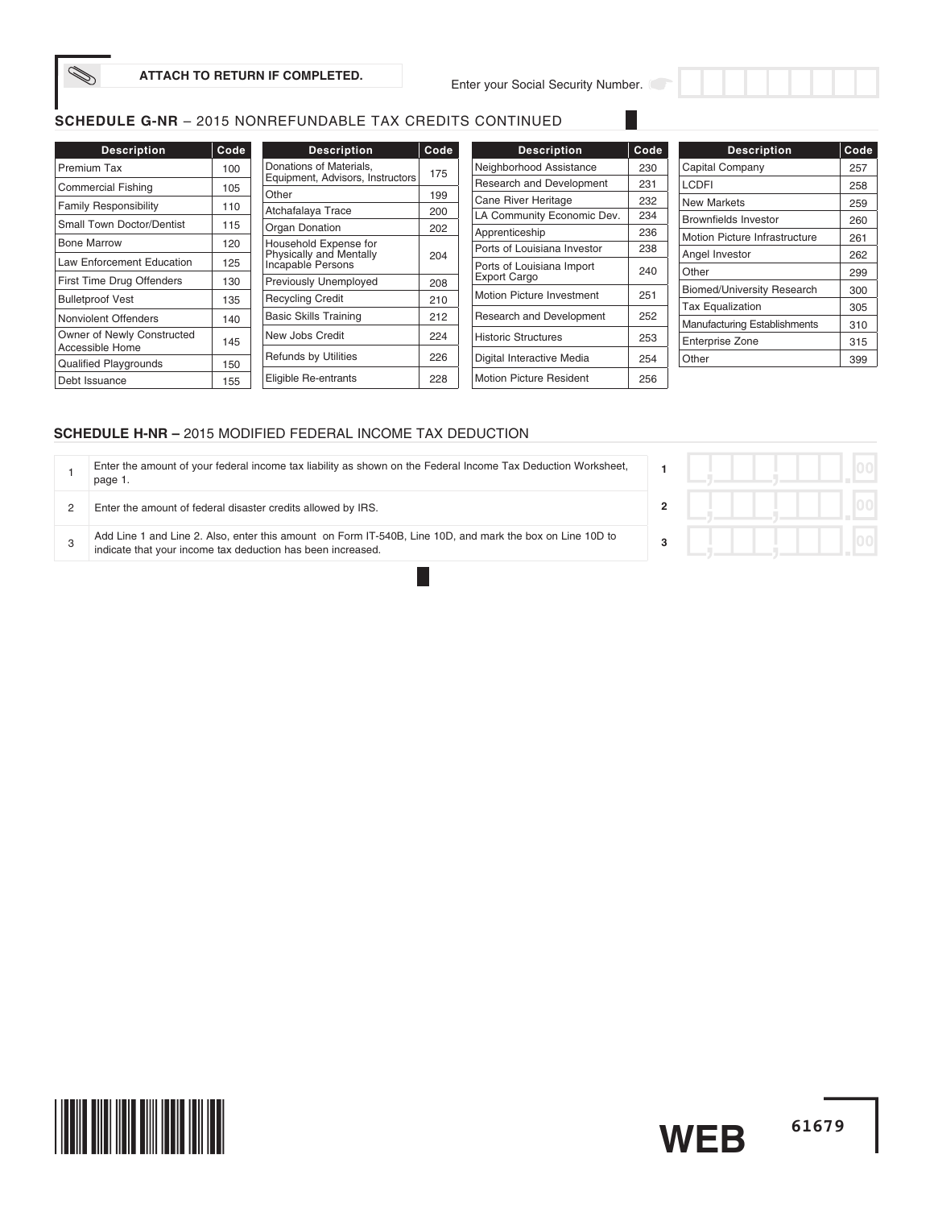ATTACH TO RETURN IF COMPLETED.

Enter your Social Security Number.

## SCHEDULE G-NR – 2015 NONREFUNDABLE TAX CREDITS CONTINUED

| Description | Code | Description | Code | Description | Code | Description | Code |
|---|---|---|---|---|---|---|---|
| Premium Tax | 100 | Donations of Materials, Equipment, Advisors, Instructors | 175 | Neighborhood Assistance | 230 | Capital Company | 257 |
| Commercial Fishing | 105 | Other | 199 | Research and Development | 231 | LCDFI | 258 |
| Family Responsibility | 110 | Atchafalaya Trace | 200 | Cane River Heritage | 232 | New Markets | 259 |
| Small Town Doctor/Dentist | 115 | Organ Donation | 202 | LA Community Economic Dev. | 234 | Brownfields Investor | 260 |
| Bone Marrow | 120 | Household Expense for Physically and Mentally Incapable Persons | 204 | Apprenticeship | 236 | Motion Picture Infrastructure | 261 |
| Law Enforcement Education | 125 | Previously Unemployed | 208 | Ports of Louisiana Investor | 238 | Angel Investor | 262 |
| First Time Drug Offenders | 130 | Recycling Credit | 210 | Ports of Louisiana Import Export Cargo | 240 | Other | 299 |
| Bulletproof Vest | 135 | Basic Skills Training | 212 | Motion Picture Investment | 251 | Biomed/University Research | 300 |
| Nonviolent Offenders | 140 | New Jobs Credit | 224 | Research and Development | 252 | Tax Equalization | 305 |
| Owner of Newly Constructed Accessible Home | 145 | Refunds by Utilities | 226 | Historic Structures | 253 | Manufacturing Establishments | 310 |
| Qualified Playgrounds | 150 | Eligible Re-entrants | 228 | Digital Interactive Media | 254 | Enterprise Zone | 315 |
| Debt Issuance | 155 | | | Motion Picture Resident | 256 | Other | 399 |

## SCHEDULE H-NR – 2015 MODIFIED FEDERAL INCOME TAX DEDUCTION

| | | | |
|---|---|---|---|
| 1 | Enter the amount of your federal income tax liability as shown on the Federal Income Tax Deduction Worksheet, page 1. | 1 | .00 |
| 2 | Enter the amount of federal disaster credits allowed by IRS. | 2 | .00 |
| 3 | Add Line 1 and Line 2. Also, enter this amount on Form IT-540B, Line 10D, and mark the box on Line 10D to indicate that your income tax deduction has been increased. | 3 | .00 |

WEB 61679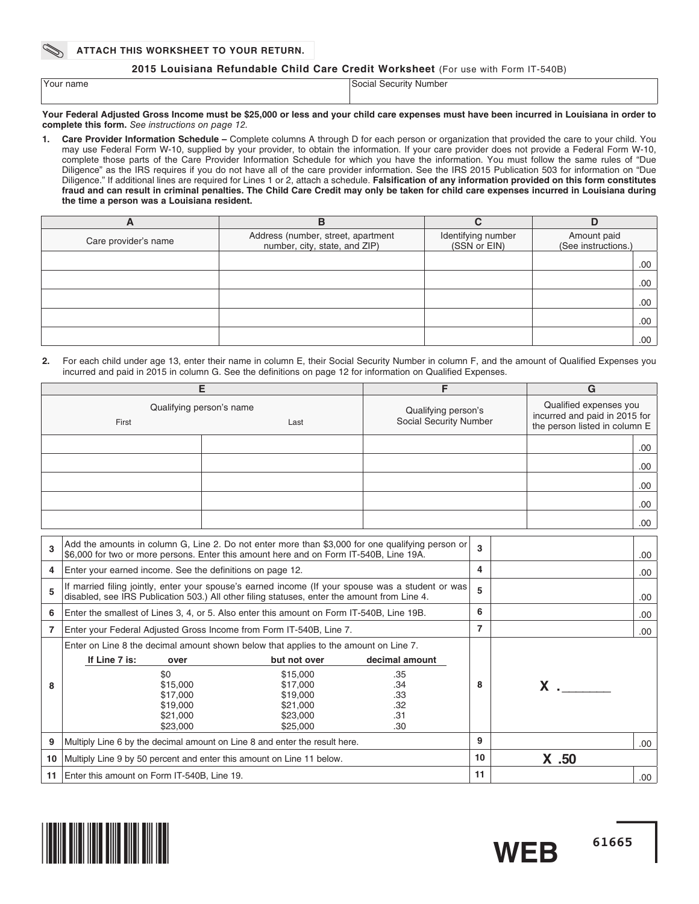**ATTACH THIS WORKSHEET TO YOUR RETURN.**

## 2015 Louisiana Refundable Child Care Credit Worksheet (For use with Form IT-540B)

| Your name | Social Security Number |
|---|---|
| | |

**Your Federal Adjusted Gross Income must be $25,000 or less and your child care expenses must have been incurred in Louisiana in order to complete this form.** *See instructions on page 12.*

1. **Care Provider Information Schedule –** Complete columns A through D for each person or organization that provided the care to your child. You may use Federal Form W-10, supplied by your provider, to obtain the information. If your care provider does not provide a Federal Form W-10, complete those parts of the Care Provider Information Schedule for which you have the information. You must follow the same rules of "Due Diligence" as the IRS requires if you do not have all of the care provider information. See the IRS 2015 Publication 503 for information on "Due Diligence." If additional lines are required for Lines 1 or 2, attach a schedule. **Falsification of any information provided on this form constitutes fraud and can result in criminal penalties. The Child Care Credit may only be taken for child care expenses incurred in Louisiana during the time a person was a Louisiana resident.**

| A | B | C | D |
|---|---|---|---|
| Care provider's name | Address (number, street, apartment number, city, state, and ZIP) | Identifying number (SSN or EIN) | Amount paid (See instructions.) |
| | | | .00 |
| | | | .00 |
| | | | .00 |
| | | | .00 |
| | | | .00 |

2. For each child under age 13, enter their name in column E, their Social Security Number in column F, and the amount of Qualified Expenses you incurred and paid in 2015 in column G. See the definitions on page 12 for information on Qualified Expenses.

| E | | F | G |
|---|---|---|---|
| Qualifying person's name | | Qualifying person's Social Security Number | Qualified expenses you incurred and paid in 2015 for the person listed in column E |
| First | Last | | |
| | | | .00 |
| | | | .00 |
| | | | .00 |
| | | | .00 |
| | | | .00 |

| Line | Description | Line | Amount |
|---|---|---|---|
| 3 | Add the amounts in column G, Line 2. Do not enter more than $3,000 for one qualifying person or $6,000 for two or more persons. Enter this amount here and on Form IT-540B, Line 19A. | 3 | .00 |
| 4 | Enter your earned income. See the definitions on page 12. | 4 | .00 |
| 5 | If married filing jointly, enter your spouse's earned income (If your spouse was a student or was disabled, see IRS Publication 503.) All other filing statuses, enter the amount from Line 4. | 5 | .00 |
| 6 | Enter the smallest of Lines 3, 4, or 5. Also enter this amount on Form IT-540B, Line 19B. | 6 | .00 |
| 7 | Enter your Federal Adjusted Gross Income from Form IT-540B, Line 7. | 7 | .00 |
| 8 | Enter on Line 8 the decimal amount shown below that applies to the amount on Line 7. (see table below) | 8 | X .______ |
| 9 | Multiply Line 6 by the decimal amount on Line 8 and enter the result here. | 9 | .00 |
| 10 | Multiply Line 9 by 50 percent and enter this amount on Line 11 below. | 10 | X .50 |
| 11 | Enter this amount on Form IT-540B, Line 19. | 11 | .00 |

Line 8 table:

| If Line 7 is: over | but not over | decimal amount |
|---|---|---|
| $0 | $15,000 | .35 |
| $15,000 | $17,000 | .34 |
| $17,000 | $19,000 | .33 |
| $19,000 | $21,000 | .32 |
| $21,000 | $23,000 | .31 |
| $23,000 | $25,000 | .30 |

WEB 61665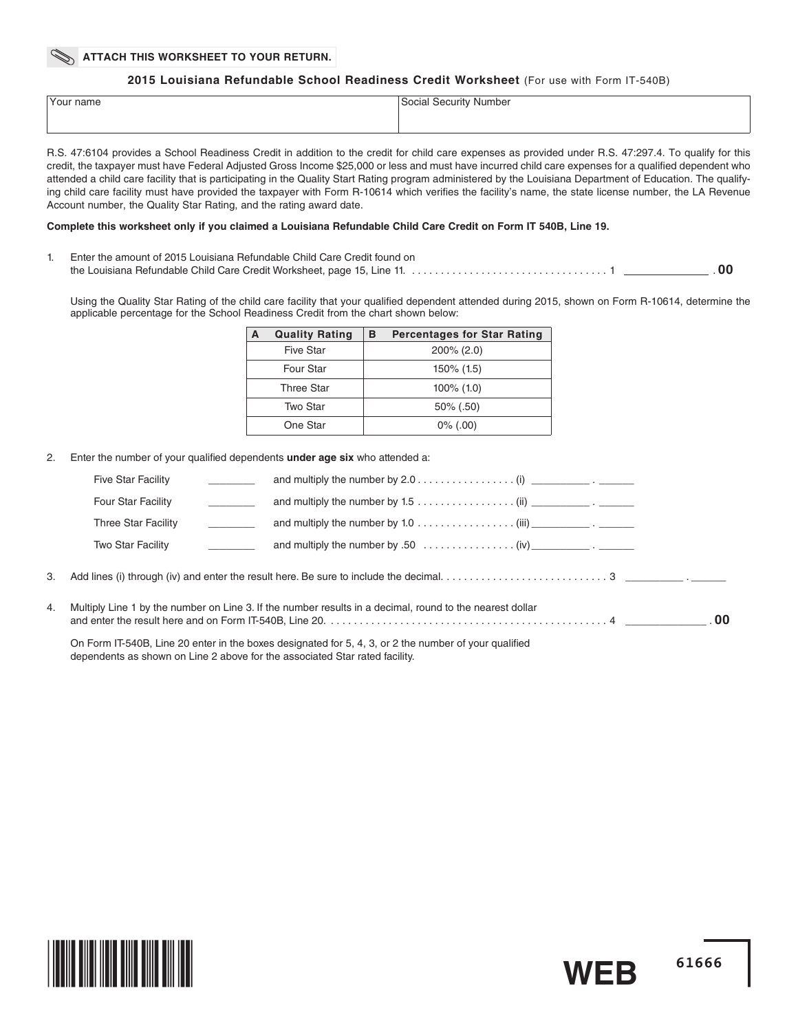**ATTACH THIS WORKSHEET TO YOUR RETURN.**

## 2015 Louisiana Refundable School Readiness Credit Worksheet (For use with Form IT-540B)

| Your name | Social Security Number |
|---|---|
| | |

R.S. 47:6104 provides a School Readiness Credit in addition to the credit for child care expenses as provided under R.S. 47:297.4. To qualify for this credit, the taxpayer must have Federal Adjusted Gross Income $25,000 or less and must have incurred child care expenses for a qualified dependent who attended a child care facility that is participating in the Quality Start Rating program administered by the Louisiana Department of Education. The qualifying child care facility must have provided the taxpayer with Form R-10614 which verifies the facility's name, the state license number, the LA Revenue Account number, the Quality Star Rating, and the rating award date.

**Complete this worksheet only if you claimed a Louisiana Refundable Child Care Credit on Form IT 540B, Line 19.**

1. Enter the amount of 2015 Louisiana Refundable Child Care Credit found on the Louisiana Refundable Child Care Credit Worksheet, page 15, Line 11. . . . . . . . . . . . . . . . . . . . . . . . . . . . . . . . . . . 1 ____________ . **00**

   Using the Quality Star Rating of the child care facility that your qualified dependent attended during 2015, shown on Form R-10614, determine the applicable percentage for the School Readiness Credit from the chart shown below:

| A Quality Rating | B Percentages for Star Rating |
|---|---|
| Five Star | 200% (2.0) |
| Four Star | 150% (1.5) |
| Three Star | 100% (1.0) |
| Two Star | 50% (.50) |
| One Star | 0% (.00) |

2. Enter the number of your qualified dependents **under age six** who attended a:

   Five Star Facility ________ and multiply the number by 2.0 . . . . . . . . . . . . . . . . (i) _________ . ______

   Four Star Facility ________ and multiply the number by 1.5 . . . . . . . . . . . . . . . . (ii) _________ . ______

   Three Star Facility ________ and multiply the number by 1.0 . . . . . . . . . . . . . . . . (iii) _________ . ______

   Two Star Facility ________ and multiply the number by .50 . . . . . . . . . . . . . . . . (iv) _________ . ______

3. Add lines (i) through (iv) and enter the result here. Be sure to include the decimal. . . . . . . . . . . . . . . . . . . . . . . . . . . . . 3 _________ . ______

4. Multiply Line 1 by the number on Line 3. If the number results in a decimal, round to the nearest dollar and enter the result here and on Form IT-540B, Line 20. . . . . . . . . . . . . . . . . . . . . . . . . . . . . . . . . . . . . . . . . . . . . . . . 4 ____________ . **00**

   On Form IT-540B, Line 20 enter in the boxes designated for 5, 4, 3, or 2 the number of your qualified dependents as shown on Line 2 above for the associated Star rated facility.

WEB 61666